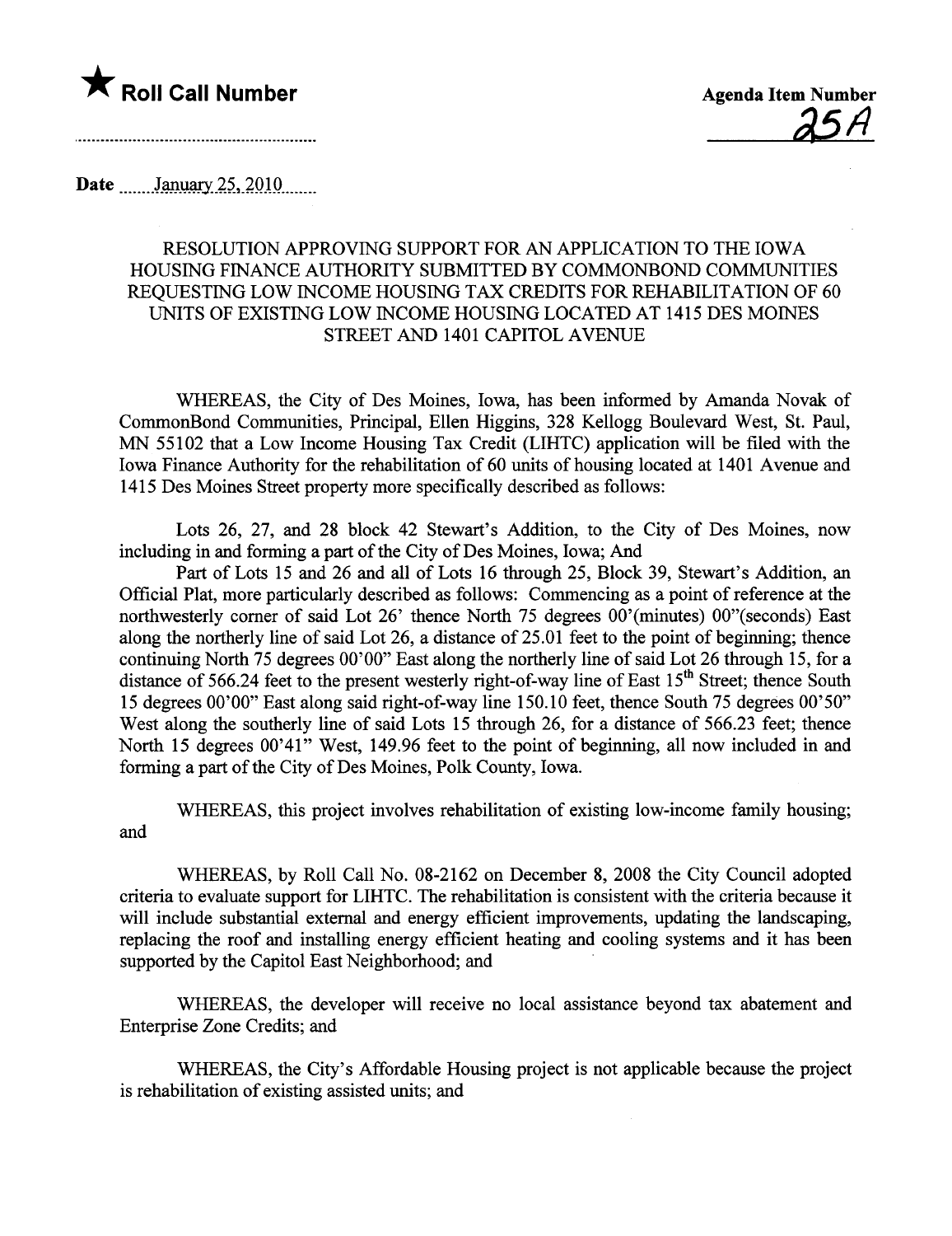★ **Roll Call Number**

**Agenda Item Number**
25A

**Date** January 25, 2010

### RESOLUTION APPROVING SUPPORT FOR AN APPLICATION TO THE IOWA HOUSING FINANCE AUTHORITY SUBMITTED BY COMMONBOND COMMUNITIES REQUESTING LOW INCOME HOUSING TAX CREDITS FOR REHABILITATION OF 60 UNITS OF EXISTING LOW INCOME HOUSING LOCATED AT 1415 DES MOINES STREET AND 1401 CAPITOL AVENUE

WHEREAS, the City of Des Moines, Iowa, has been informed by Amanda Novak of CommonBond Communities, Principal, Ellen Higgins, 328 Kellogg Boulevard West, St. Paul, MN 55102 that a Low Income Housing Tax Credit (LIHTC) application will be filed with the Iowa Finance Authority for the rehabilitation of 60 units of housing located at 1401 Avenue and 1415 Des Moines Street property more specifically described as follows:

Lots 26, 27, and 28 block 42 Stewart's Addition, to the City of Des Moines, now including in and forming a part of the City of Des Moines, Iowa; And

Part of Lots 15 and 26 and all of Lots 16 through 25, Block 39, Stewart's Addition, an Official Plat, more particularly described as follows: Commencing as a point of reference at the northwesterly corner of said Lot 26' thence North 75 degrees 00'(minutes) 00"(seconds) East along the northerly line of said Lot 26, a distance of 25.01 feet to the point of beginning; thence continuing North 75 degrees 00'00" East along the northerly line of said Lot 26 through 15, for a distance of 566.24 feet to the present westerly right-of-way line of East 15th Street; thence South 15 degrees 00'00" East along said right-of-way line 150.10 feet, thence South 75 degrees 00'50" West along the southerly line of said Lots 15 through 26, for a distance of 566.23 feet; thence North 15 degrees 00'41" West, 149.96 feet to the point of beginning, all now included in and forming a part of the City of Des Moines, Polk County, Iowa.

WHEREAS, this project involves rehabilitation of existing low-income family housing; and

WHEREAS, by Roll Call No. 08-2162 on December 8, 2008 the City Council adopted criteria to evaluate support for LIHTC. The rehabilitation is consistent with the criteria because it will include substantial external and energy efficient improvements, updating the landscaping, replacing the roof and installing energy efficient heating and cooling systems and it has been supported by the Capitol East Neighborhood; and

WHEREAS, the developer will receive no local assistance beyond tax abatement and Enterprise Zone Credits; and

WHEREAS, the City's Affordable Housing project is not applicable because the project is rehabilitation of existing assisted units; and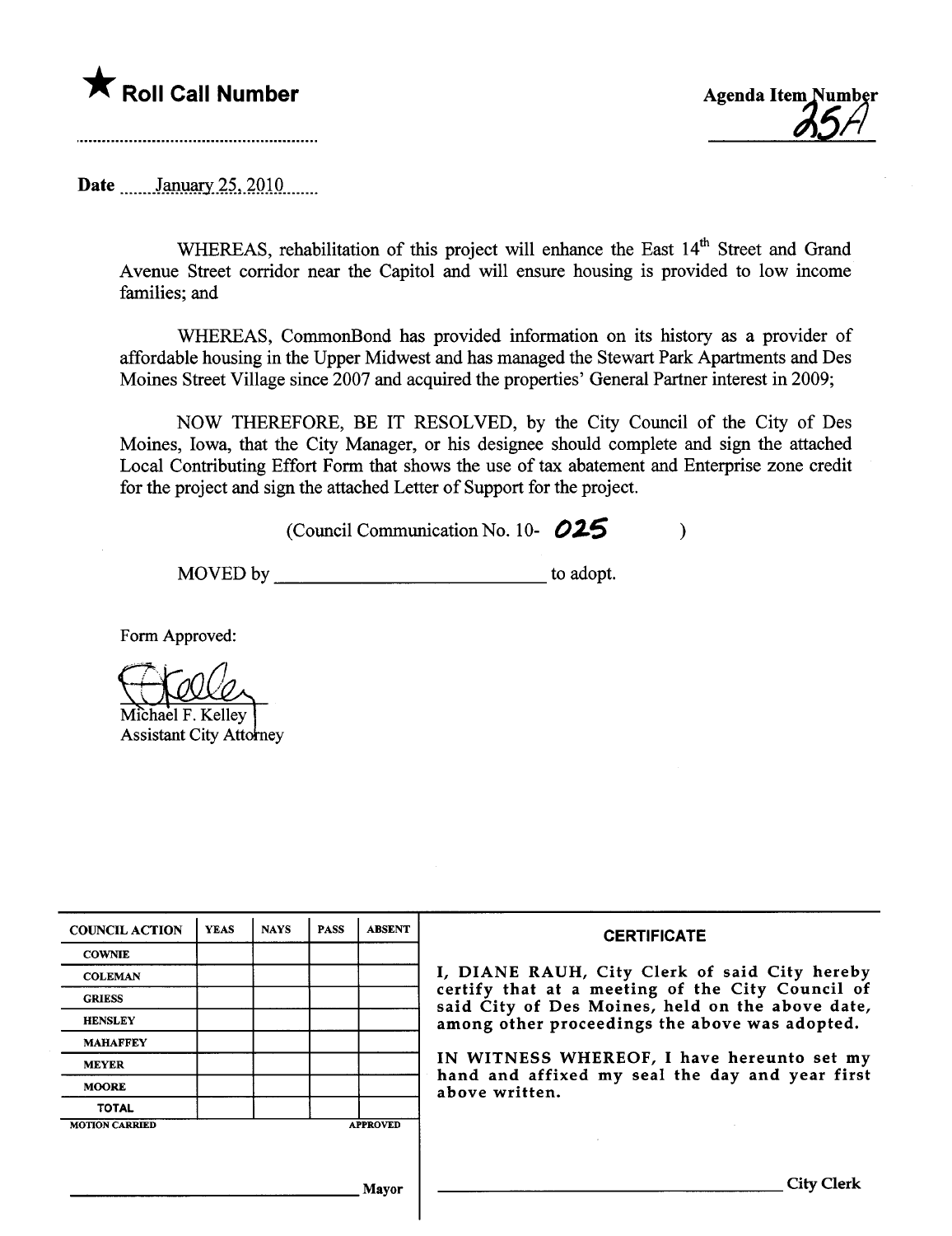★ **Roll Call Number**

..........................................................

**Agenda Item Number**
25A

**Date** .......January 25, 2010.......

WHEREAS, rehabilitation of this project will enhance the East 14th Street and Grand Avenue Street corridor near the Capitol and will ensure housing is provided to low income families; and

WHEREAS, CommonBond has provided information on its history as a provider of affordable housing in the Upper Midwest and has managed the Stewart Park Apartments and Des Moines Street Village since 2007 and acquired the properties' General Partner interest in 2009;

NOW THEREFORE, BE IT RESOLVED, by the City Council of the City of Des Moines, Iowa, that the City Manager, or his designee should complete and sign the attached Local Contributing Effort Form that shows the use of tax abatement and Enterprise zone credit for the project and sign the attached Letter of Support for the project.

(Council Communication No. 10- 025 )

MOVED by ____________________________ to adopt.

Form Approved:

Michael F. Kelley
Assistant City Attorney

| COUNCIL ACTION | YEAS | NAYS | PASS | ABSENT |
|---|---|---|---|---|
| COWNIE | | | | |
| COLEMAN | | | | |
| GRIESS | | | | |
| HENSLEY | | | | |
| MAHAFFEY | | | | |
| MEYER | | | | |
| MOORE | | | | |
| TOTAL | | | | |

MOTION CARRIED APPROVED

______________________________ Mayor

**CERTIFICATE**

I, DIANE RAUH, City Clerk of said City hereby certify that at a meeting of the City Council of said City of Des Moines, held on the above date, among other proceedings the above was adopted.

IN WITNESS WHEREOF, I have hereunto set my hand and affixed my seal the day and year first above written.

______________________________ City Clerk